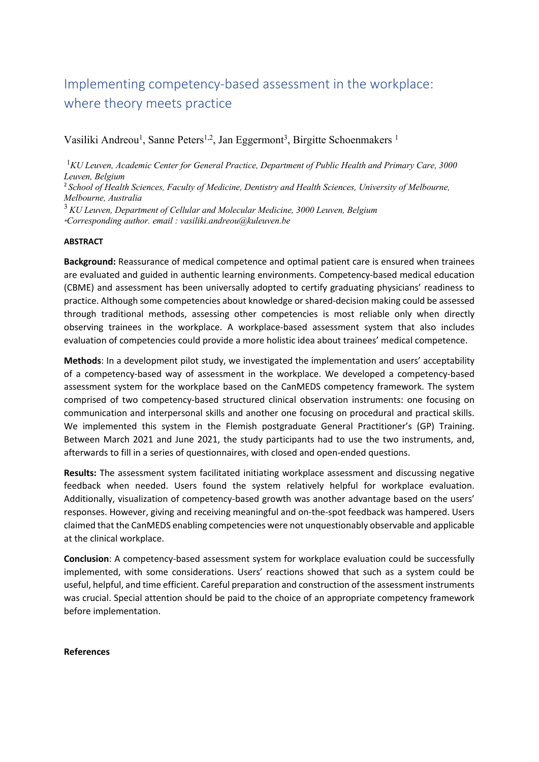# Implementing competency-based assessment in the workplace: where theory meets practice

Vasiliki Andreou[1], Sanne Peters[1,2], Jan Eggermont[3], Birgitte Schoenmakers [1]

[1] *KU Leuven, Academic Center for General Practice, Department of Public Health and Primary Care, 3000 Leuven, Belgium*
[2] *School of Health Sciences, Faculty of Medicine, Dentistry and Health Sciences, University of Melbourne, Melbourne, Australia*
[3] *KU Leuven, Department of Cellular and Molecular Medicine, 3000 Leuven, Belgium*
*\*Corresponding author. email : vasiliki.andreou@kuleuven.be*

**ABSTRACT**

**Background:** Reassurance of medical competence and optimal patient care is ensured when trainees are evaluated and guided in authentic learning environments. Competency-based medical education (CBME) and assessment has been universally adopted to certify graduating physicians' readiness to practice. Although some competencies about knowledge or shared-decision making could be assessed through traditional methods, assessing other competencies is most reliable only when directly observing trainees in the workplace. A workplace-based assessment system that also includes evaluation of competencies could provide a more holistic idea about trainees' medical competence.

**Methods**: In a development pilot study, we investigated the implementation and users' acceptability of a competency-based way of assessment in the workplace. We developed a competency-based assessment system for the workplace based on the CanMEDS competency framework. The system comprised of two competency-based structured clinical observation instruments: one focusing on communication and interpersonal skills and another one focusing on procedural and practical skills. We implemented this system in the Flemish postgraduate General Practitioner's (GP) Training. Between March 2021 and June 2021, the study participants had to use the two instruments, and, afterwards to fill in a series of questionnaires, with closed and open-ended questions.

**Results:** The assessment system facilitated initiating workplace assessment and discussing negative feedback when needed. Users found the system relatively helpful for workplace evaluation. Additionally, visualization of competency-based growth was another advantage based on the users' responses. However, giving and receiving meaningful and on-the-spot feedback was hampered. Users claimed that the CanMEDS enabling competencies were not unquestionably observable and applicable at the clinical workplace.

**Conclusion**: A competency-based assessment system for workplace evaluation could be successfully implemented, with some considerations. Users' reactions showed that such as a system could be useful, helpful, and time efficient. Careful preparation and construction of the assessment instruments was crucial. Special attention should be paid to the choice of an appropriate competency framework before implementation.

**References**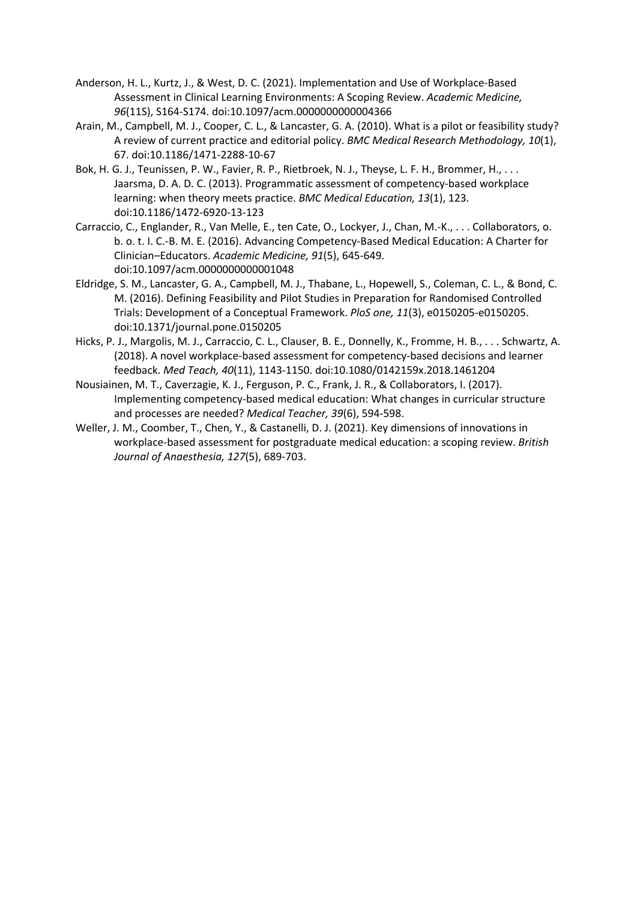Anderson, H. L., Kurtz, J., & West, D. C. (2021). Implementation and Use of Workplace-Based Assessment in Clinical Learning Environments: A Scoping Review. *Academic Medicine, 96*(11S), S164-S174. doi:10.1097/acm.0000000000004366

Arain, M., Campbell, M. J., Cooper, C. L., & Lancaster, G. A. (2010). What is a pilot or feasibility study? A review of current practice and editorial policy. *BMC Medical Research Methodology, 10*(1), 67. doi:10.1186/1471-2288-10-67

Bok, H. G. J., Teunissen, P. W., Favier, R. P., Rietbroek, N. J., Theyse, L. F. H., Brommer, H., . . . Jaarsma, D. A. D. C. (2013). Programmatic assessment of competency-based workplace learning: when theory meets practice. *BMC Medical Education, 13*(1), 123. doi:10.1186/1472-6920-13-123

Carraccio, C., Englander, R., Van Melle, E., ten Cate, O., Lockyer, J., Chan, M.-K., . . . Collaborators, o. b. o. t. I. C.-B. M. E. (2016). Advancing Competency-Based Medical Education: A Charter for Clinician–Educators. *Academic Medicine, 91*(5), 645-649. doi:10.1097/acm.0000000000001048

Eldridge, S. M., Lancaster, G. A., Campbell, M. J., Thabane, L., Hopewell, S., Coleman, C. L., & Bond, C. M. (2016). Defining Feasibility and Pilot Studies in Preparation for Randomised Controlled Trials: Development of a Conceptual Framework. *PloS one, 11*(3), e0150205-e0150205. doi:10.1371/journal.pone.0150205

Hicks, P. J., Margolis, M. J., Carraccio, C. L., Clauser, B. E., Donnelly, K., Fromme, H. B., . . . Schwartz, A. (2018). A novel workplace-based assessment for competency-based decisions and learner feedback. *Med Teach, 40*(11), 1143-1150. doi:10.1080/0142159x.2018.1461204

Nousiainen, M. T., Caverzagie, K. J., Ferguson, P. C., Frank, J. R., & Collaborators, I. (2017). Implementing competency-based medical education: What changes in curricular structure and processes are needed? *Medical Teacher, 39*(6), 594-598.

Weller, J. M., Coomber, T., Chen, Y., & Castanelli, D. J. (2021). Key dimensions of innovations in workplace-based assessment for postgraduate medical education: a scoping review. *British Journal of Anaesthesia, 127*(5), 689-703.